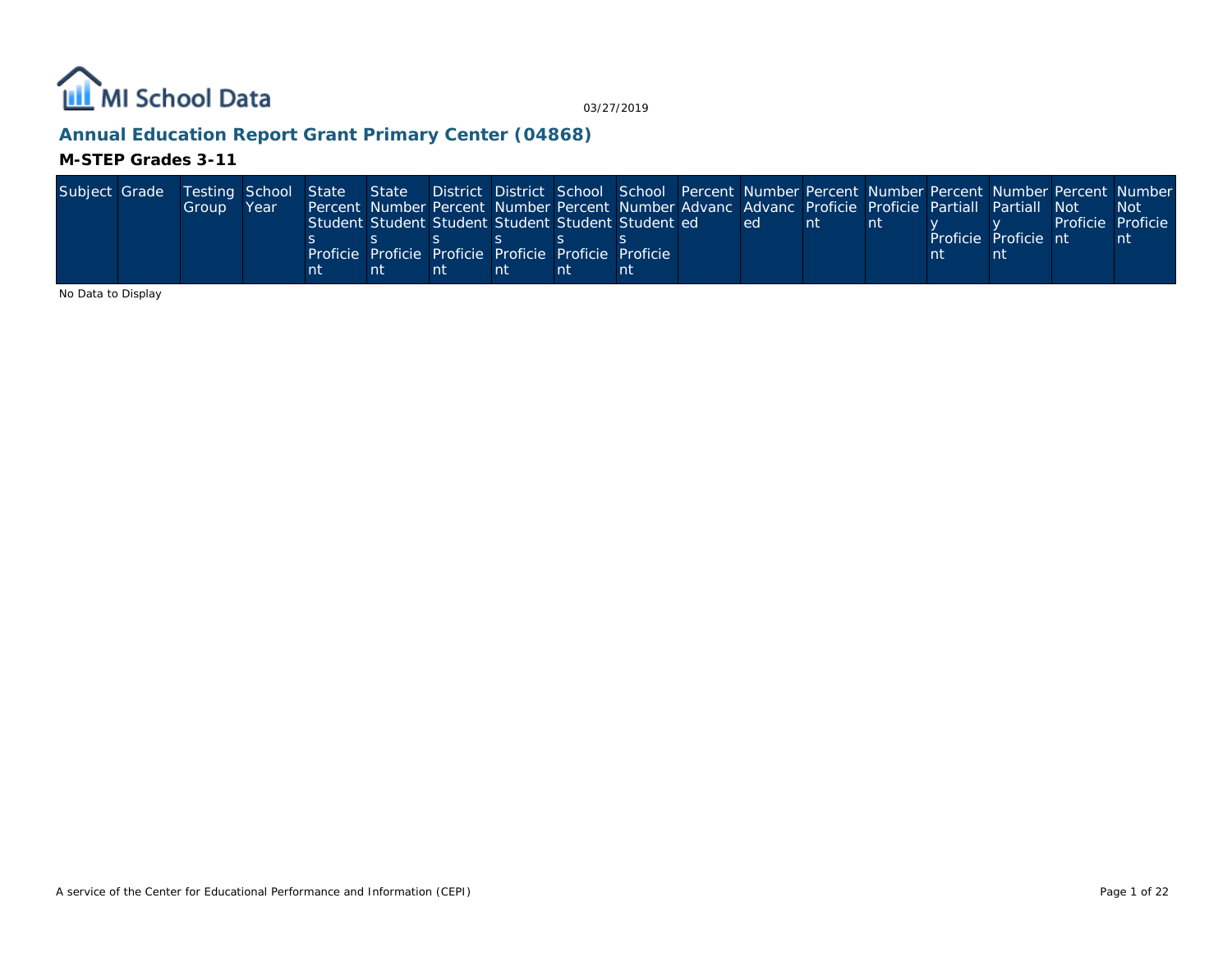MI School Data

03/27/2019

## Annual Education Report Grant Primary Center (04868)

### M-STEP Grades 3-11

| Subject | Grade | Testing Group | School Year | State Percent Students Proficient | State Number Students Proficient | District Percent Students Proficient | District Number Students Proficient | School Percent Students Proficient | School Number Students Proficient | Percent Advanced | Number Advanced | Percent Proficient | Number Proficient | Percent Partially Proficient | Number Partially Proficient | Percent Not Proficient | Number Not Proficient |
|---|---|---|---|---|---|---|---|---|---|---|---|---|---|---|---|---|---|

No Data to Display

A service of the Center for Educational Performance and Information (CEPI)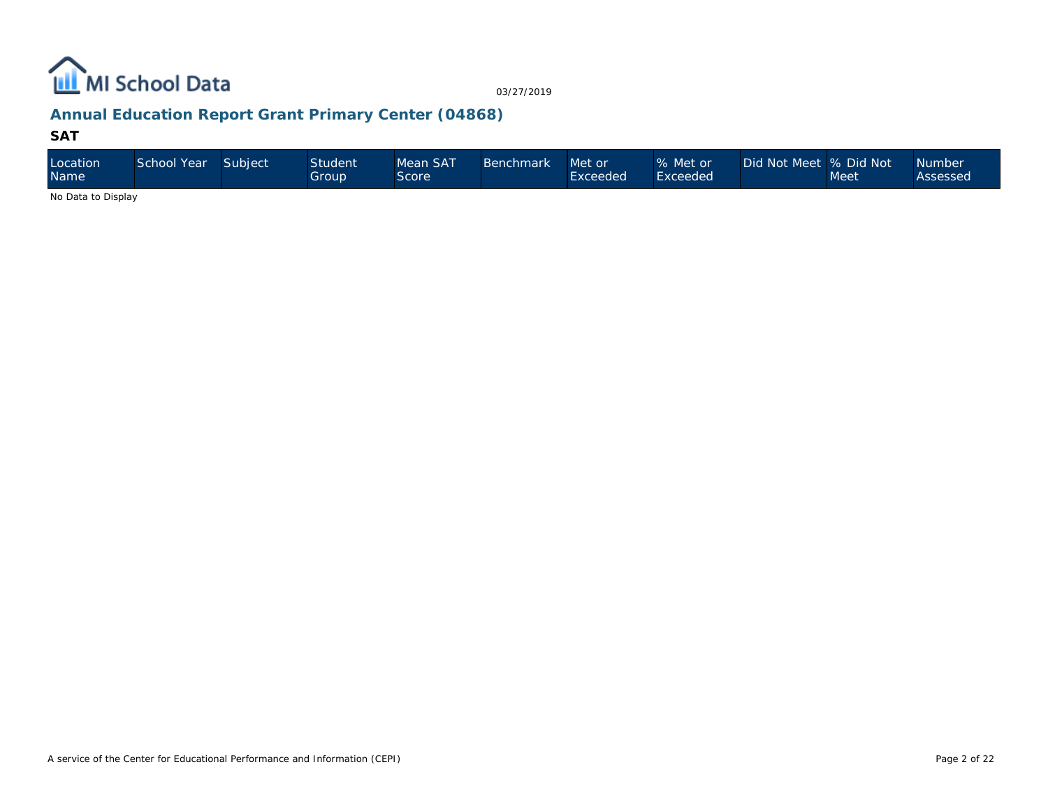## Annual Education Report Grant Primary Center (04868)

### SAT

| Location Name | School Year | Subject | Student Group | Mean SAT Score | Benchmark | Met or Exceeded | % Met or Exceeded | Did Not Meet | % Did Not Meet | Number Assessed |
|---|---|---|---|---|---|---|---|---|---|---|

No Data to Display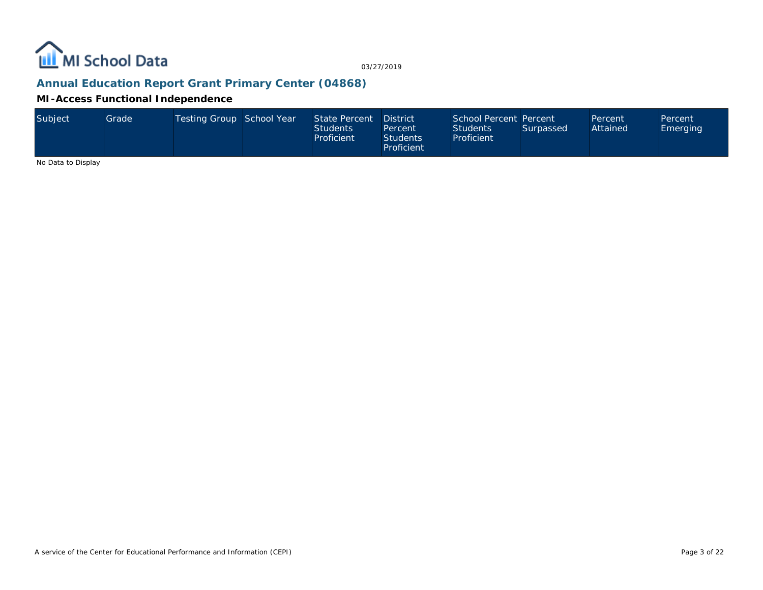## Annual Education Report Grant Primary Center (04868)

### MI-Access Functional Independence

| Subject | Grade | Testing Group | School Year | State Percent Students Proficient | District Percent Students Proficient | School Percent Students Proficient | Percent Surpassed | Percent Attained | Percent Emerging |
|---|---|---|---|---|---|---|---|---|---|

No Data to Display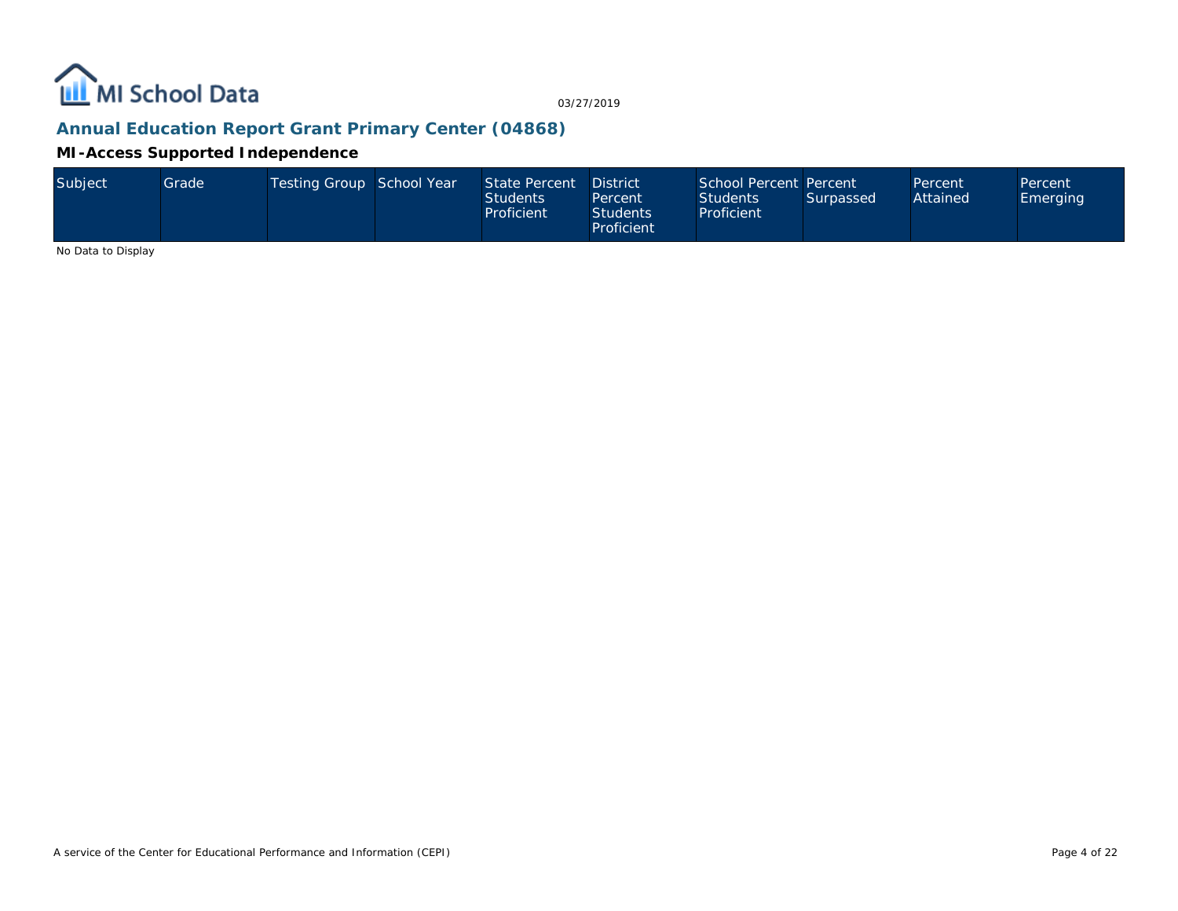MI School Data

03/27/2019

## Annual Education Report Grant Primary Center (04868)

### MI-Access Supported Independence

| Subject | Grade | Testing Group | School Year | State Percent Students Proficient | District Percent Students Proficient | School Percent Students Proficient | Percent Surpassed | Percent Attained | Percent Emerging |
|---|---|---|---|---|---|---|---|---|---|

No Data to Display

A service of the Center for Educational Performance and Information (CEPI)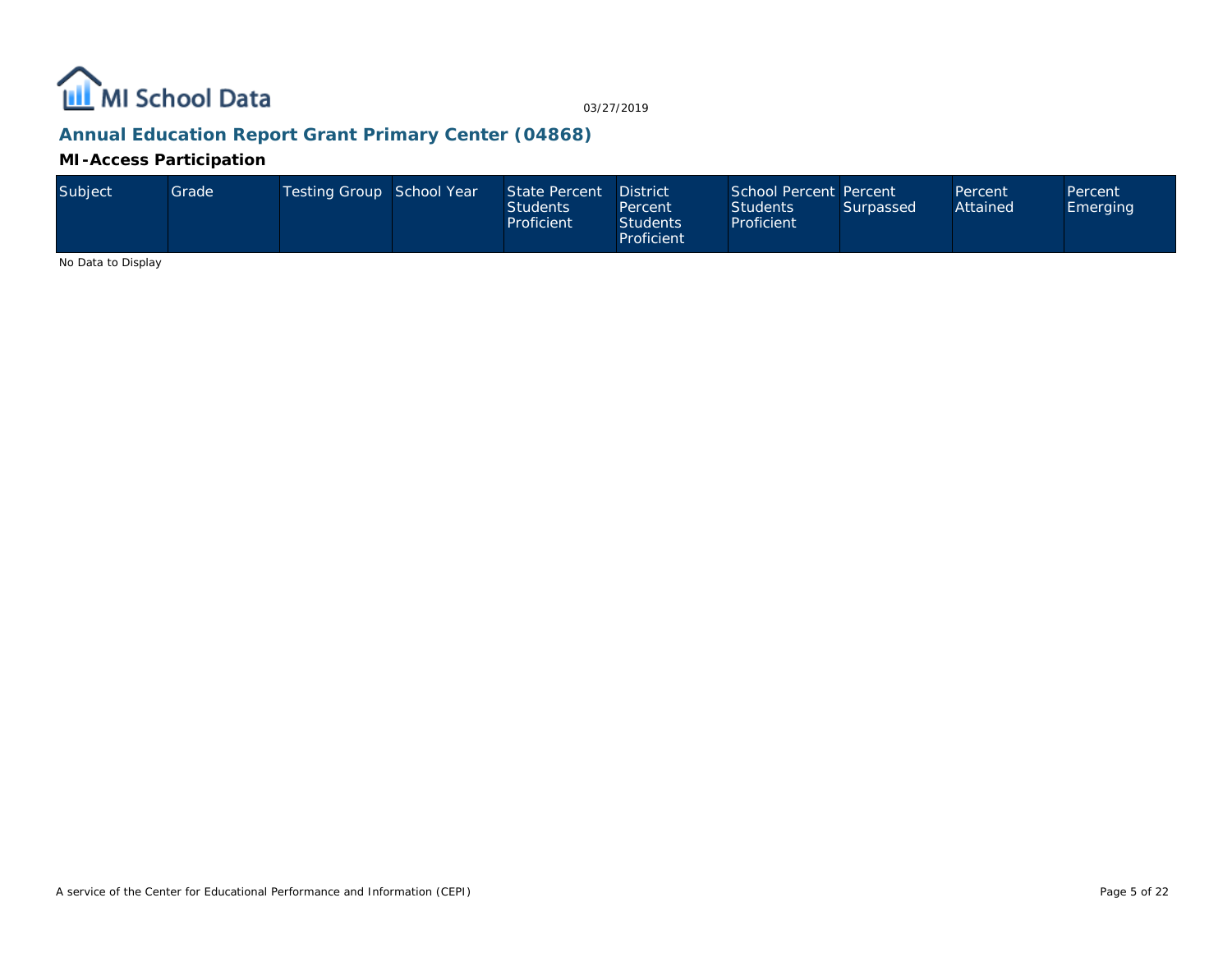MI School Data

03/27/2019

## Annual Education Report Grant Primary Center (04868)

### MI-Access Participation

| Subject | Grade | Testing Group | School Year | State Percent Students Proficient | District Percent Students Proficient | School Percent Students Proficient | Percent Surpassed | Percent Attained | Percent Emerging |
|---|---|---|---|---|---|---|---|---|---|

No Data to Display

A service of the Center for Educational Performance and Information (CEPI)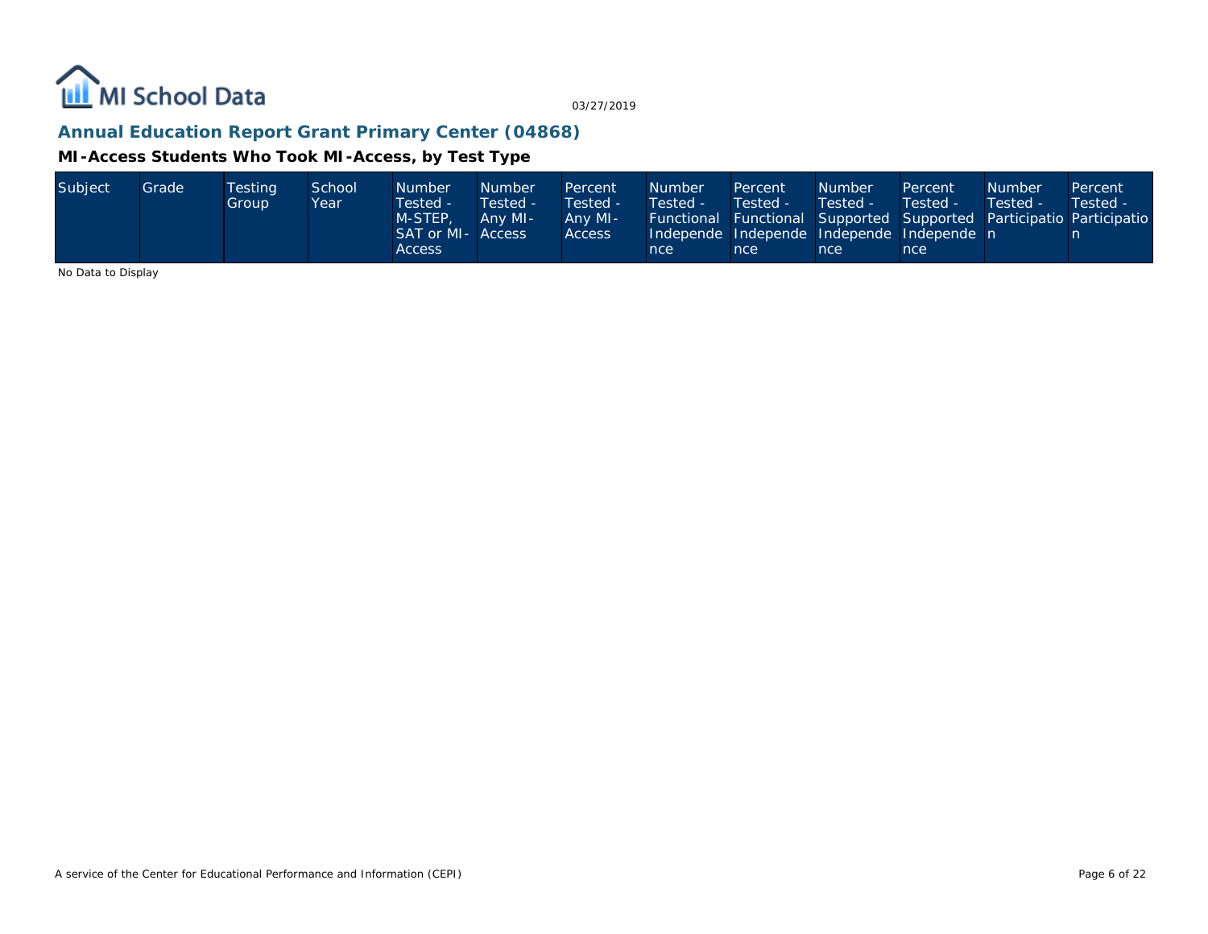## Annual Education Report Grant Primary Center (04868)

### MI-Access Students Who Took MI-Access, by Test Type

| Subject | Grade | Testing Group | School Year | Number Tested - M-STEP, SAT or MI-Access | Number Tested - Any MI-Access | Percent Tested - Any MI-Access | Number Tested - Functional Independence | Percent Tested - Functional Independence | Number Tested - Supported Independence | Percent Tested - Supported Independence | Number Tested - Participation | Percent Tested - Participation |
|---|---|---|---|---|---|---|---|---|---|---|---|---|

No Data to Display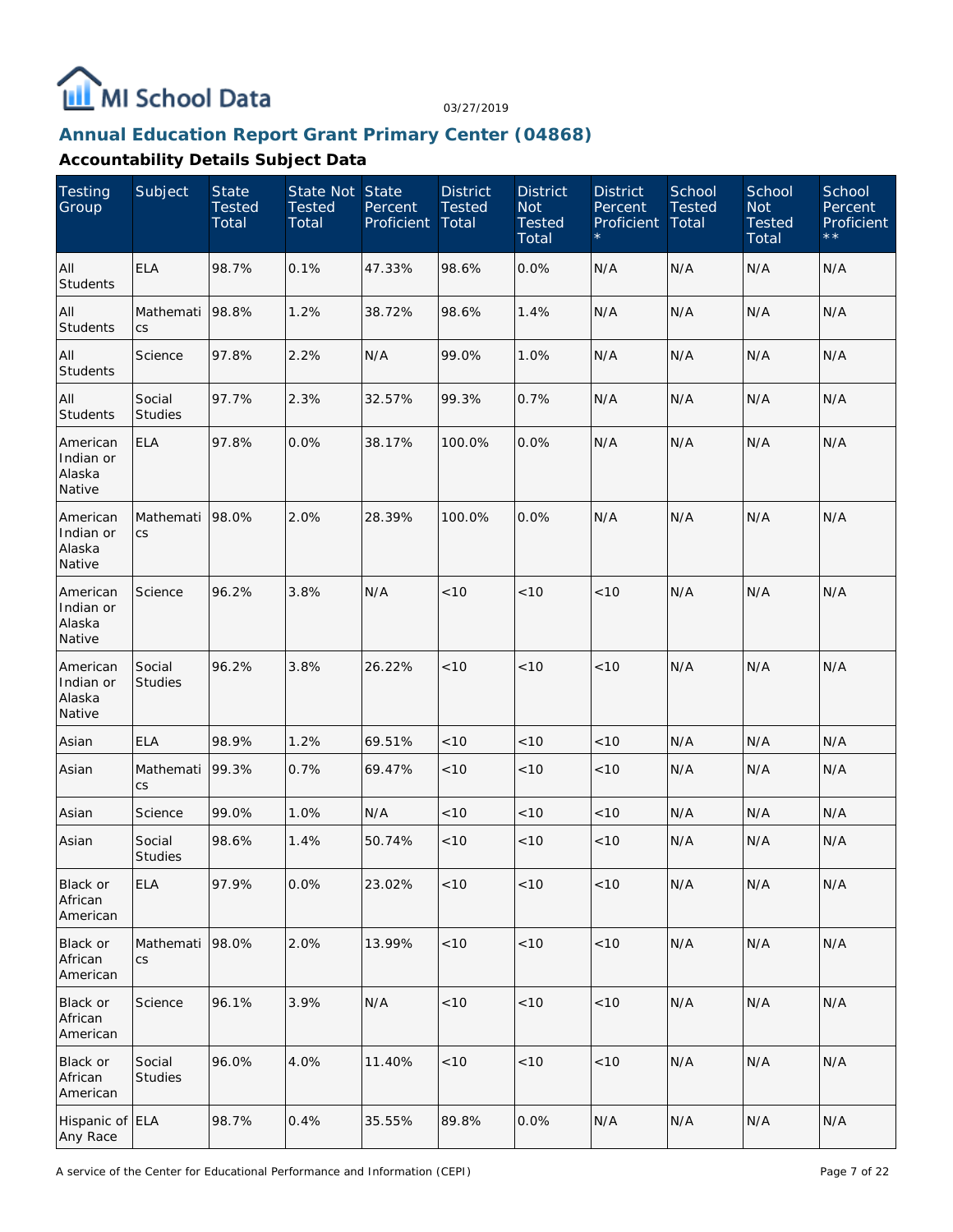MI School Data

03/27/2019

## Annual Education Report Grant Primary Center (04868)

### Accountability Details Subject Data

| Testing Group | Subject | State Tested Total | State Not Tested Total | State Percent Proficient | District Tested Total | District Not Tested Total | District Percent Proficient * | School Tested Total | School Not Tested Total | School Percent Proficient ** |
|---|---|---|---|---|---|---|---|---|---|---|
| All Students | ELA | 98.7% | 0.1% | 47.33% | 98.6% | 0.0% | N/A | N/A | N/A | N/A |
| All Students | Mathematics | 98.8% | 1.2% | 38.72% | 98.6% | 1.4% | N/A | N/A | N/A | N/A |
| All Students | Science | 97.8% | 2.2% | N/A | 99.0% | 1.0% | N/A | N/A | N/A | N/A |
| All Students | Social Studies | 97.7% | 2.3% | 32.57% | 99.3% | 0.7% | N/A | N/A | N/A | N/A |
| American Indian or Alaska Native | ELA | 97.8% | 0.0% | 38.17% | 100.0% | 0.0% | N/A | N/A | N/A | N/A |
| American Indian or Alaska Native | Mathematics | 98.0% | 2.0% | 28.39% | 100.0% | 0.0% | N/A | N/A | N/A | N/A |
| American Indian or Alaska Native | Science | 96.2% | 3.8% | N/A | <10 | <10 | <10 | N/A | N/A | N/A |
| American Indian or Alaska Native | Social Studies | 96.2% | 3.8% | 26.22% | <10 | <10 | <10 | N/A | N/A | N/A |
| Asian | ELA | 98.9% | 1.2% | 69.51% | <10 | <10 | <10 | N/A | N/A | N/A |
| Asian | Mathematics | 99.3% | 0.7% | 69.47% | <10 | <10 | <10 | N/A | N/A | N/A |
| Asian | Science | 99.0% | 1.0% | N/A | <10 | <10 | <10 | N/A | N/A | N/A |
| Asian | Social Studies | 98.6% | 1.4% | 50.74% | <10 | <10 | <10 | N/A | N/A | N/A |
| Black or African American | ELA | 97.9% | 0.0% | 23.02% | <10 | <10 | <10 | N/A | N/A | N/A |
| Black or African American | Mathematics | 98.0% | 2.0% | 13.99% | <10 | <10 | <10 | N/A | N/A | N/A |
| Black or African American | Science | 96.1% | 3.9% | N/A | <10 | <10 | <10 | N/A | N/A | N/A |
| Black or African American | Social Studies | 96.0% | 4.0% | 11.40% | <10 | <10 | <10 | N/A | N/A | N/A |
| Hispanic of Any Race | ELA | 98.7% | 0.4% | 35.55% | 89.8% | 0.0% | N/A | N/A | N/A | N/A |

A service of the Center for Educational Performance and Information (CEPI)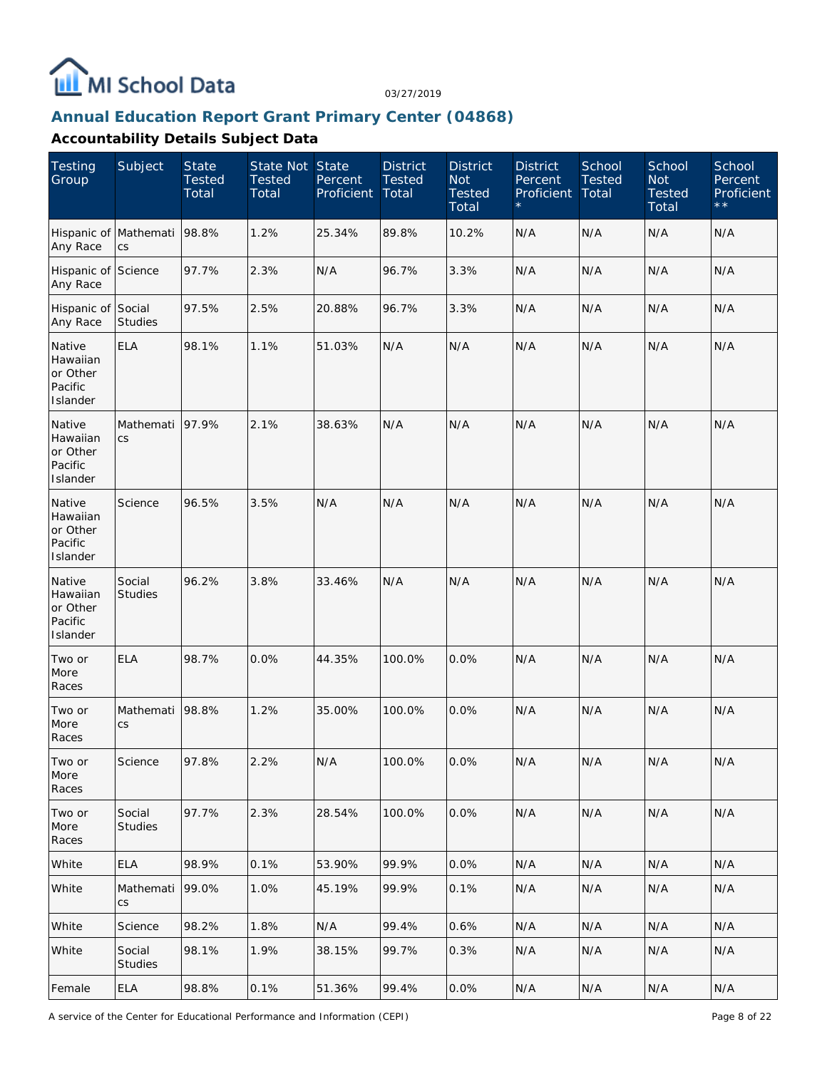## Annual Education Report Grant Primary Center (04868)

### Accountability Details Subject Data

| Testing Group | Subject | State Tested Total | State Not Tested Total | State Percent Proficient | District Tested Total | District Not Tested Total | District Percent Proficient * | School Tested Total | School Not Tested Total | School Percent Proficient ** |
|---|---|---|---|---|---|---|---|---|---|---|
| Hispanic of Any Race | Mathematics | 98.8% | 1.2% | 25.34% | 89.8% | 10.2% | N/A | N/A | N/A | N/A |
| Hispanic of Any Race | Science | 97.7% | 2.3% | N/A | 96.7% | 3.3% | N/A | N/A | N/A | N/A |
| Hispanic of Any Race | Social Studies | 97.5% | 2.5% | 20.88% | 96.7% | 3.3% | N/A | N/A | N/A | N/A |
| Native Hawaiian or Other Pacific Islander | ELA | 98.1% | 1.1% | 51.03% | N/A | N/A | N/A | N/A | N/A | N/A |
| Native Hawaiian or Other Pacific Islander | Mathematics | 97.9% | 2.1% | 38.63% | N/A | N/A | N/A | N/A | N/A | N/A |
| Native Hawaiian or Other Pacific Islander | Science | 96.5% | 3.5% | N/A | N/A | N/A | N/A | N/A | N/A | N/A |
| Native Hawaiian or Other Pacific Islander | Social Studies | 96.2% | 3.8% | 33.46% | N/A | N/A | N/A | N/A | N/A | N/A |
| Two or More Races | ELA | 98.7% | 0.0% | 44.35% | 100.0% | 0.0% | N/A | N/A | N/A | N/A |
| Two or More Races | Mathematics | 98.8% | 1.2% | 35.00% | 100.0% | 0.0% | N/A | N/A | N/A | N/A |
| Two or More Races | Science | 97.8% | 2.2% | N/A | 100.0% | 0.0% | N/A | N/A | N/A | N/A |
| Two or More Races | Social Studies | 97.7% | 2.3% | 28.54% | 100.0% | 0.0% | N/A | N/A | N/A | N/A |
| White | ELA | 98.9% | 0.1% | 53.90% | 99.9% | 0.0% | N/A | N/A | N/A | N/A |
| White | Mathematics | 99.0% | 1.0% | 45.19% | 99.9% | 0.1% | N/A | N/A | N/A | N/A |
| White | Science | 98.2% | 1.8% | N/A | 99.4% | 0.6% | N/A | N/A | N/A | N/A |
| White | Social Studies | 98.1% | 1.9% | 38.15% | 99.7% | 0.3% | N/A | N/A | N/A | N/A |
| Female | ELA | 98.8% | 0.1% | 51.36% | 99.4% | 0.0% | N/A | N/A | N/A | N/A |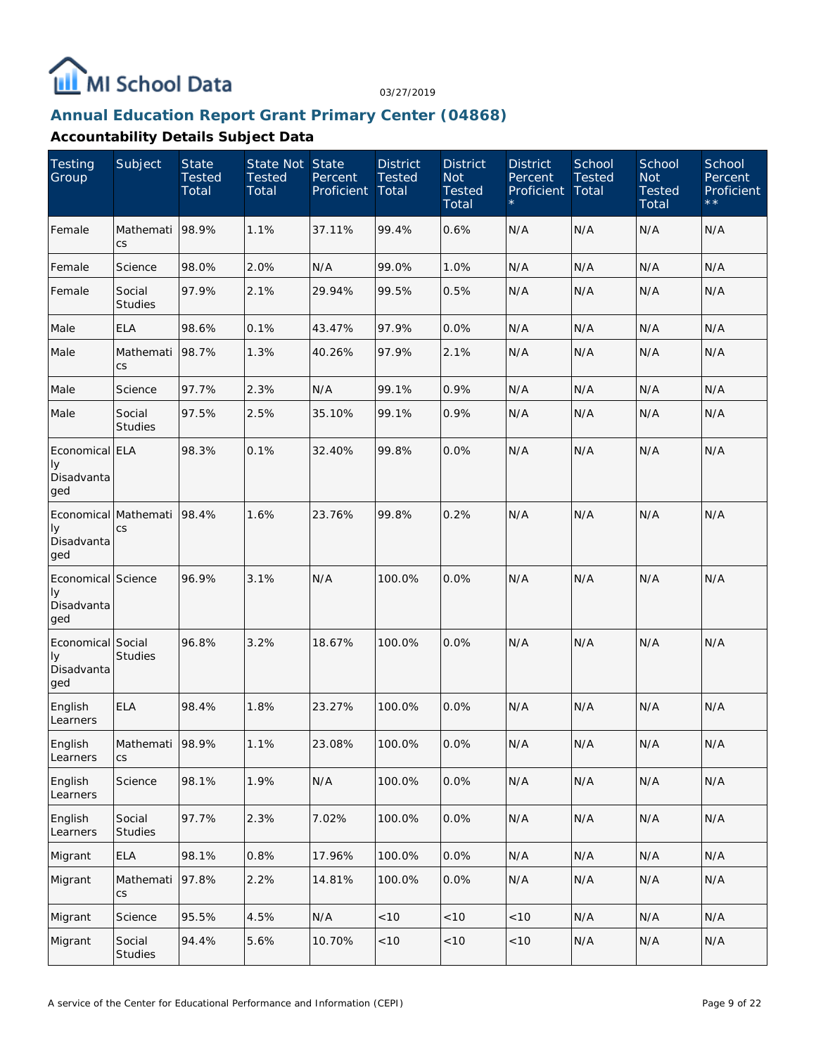03/27/2019

## Annual Education Report Grant Primary Center (04868)

### Accountability Details Subject Data

| Testing Group | Subject | State Tested Total | State Not Tested Total | State Percent Proficient | District Tested Total | District Not Tested Total | District Percent Proficient * | School Tested Total | School Not Tested Total | School Percent Proficient ** |
|---|---|---|---|---|---|---|---|---|---|---|
| Female | Mathematics | 98.9% | 1.1% | 37.11% | 99.4% | 0.6% | N/A | N/A | N/A | N/A |
| Female | Science | 98.0% | 2.0% | N/A | 99.0% | 1.0% | N/A | N/A | N/A | N/A |
| Female | Social Studies | 97.9% | 2.1% | 29.94% | 99.5% | 0.5% | N/A | N/A | N/A | N/A |
| Male | ELA | 98.6% | 0.1% | 43.47% | 97.9% | 0.0% | N/A | N/A | N/A | N/A |
| Male | Mathematics | 98.7% | 1.3% | 40.26% | 97.9% | 2.1% | N/A | N/A | N/A | N/A |
| Male | Science | 97.7% | 2.3% | N/A | 99.1% | 0.9% | N/A | N/A | N/A | N/A |
| Male | Social Studies | 97.5% | 2.5% | 35.10% | 99.1% | 0.9% | N/A | N/A | N/A | N/A |
| Economically Disadvantaged | ELA | 98.3% | 0.1% | 32.40% | 99.8% | 0.0% | N/A | N/A | N/A | N/A |
| Economically Disadvantaged | Mathematics | 98.4% | 1.6% | 23.76% | 99.8% | 0.2% | N/A | N/A | N/A | N/A |
| Economically Disadvantaged | Science | 96.9% | 3.1% | N/A | 100.0% | 0.0% | N/A | N/A | N/A | N/A |
| Economically Disadvantaged | Social Studies | 96.8% | 3.2% | 18.67% | 100.0% | 0.0% | N/A | N/A | N/A | N/A |
| English Learners | ELA | 98.4% | 1.8% | 23.27% | 100.0% | 0.0% | N/A | N/A | N/A | N/A |
| English Learners | Mathematics | 98.9% | 1.1% | 23.08% | 100.0% | 0.0% | N/A | N/A | N/A | N/A |
| English Learners | Science | 98.1% | 1.9% | N/A | 100.0% | 0.0% | N/A | N/A | N/A | N/A |
| English Learners | Social Studies | 97.7% | 2.3% | 7.02% | 100.0% | 0.0% | N/A | N/A | N/A | N/A |
| Migrant | ELA | 98.1% | 0.8% | 17.96% | 100.0% | 0.0% | N/A | N/A | N/A | N/A |
| Migrant | Mathematics | 97.8% | 2.2% | 14.81% | 100.0% | 0.0% | N/A | N/A | N/A | N/A |
| Migrant | Science | 95.5% | 4.5% | N/A | <10 | <10 | <10 | N/A | N/A | N/A |
| Migrant | Social Studies | 94.4% | 5.6% | 10.70% | <10 | <10 | <10 | N/A | N/A | N/A |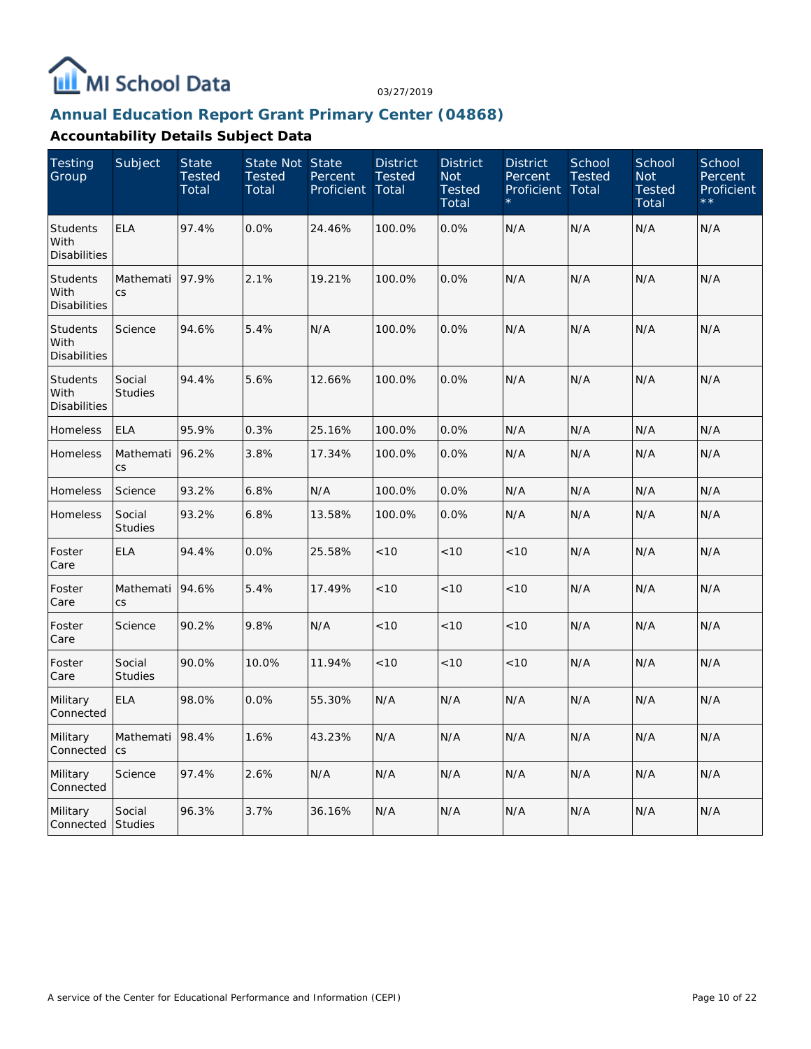MI School Data

03/27/2019

## Annual Education Report Grant Primary Center (04868)

### Accountability Details Subject Data

| Testing Group | Subject | State Tested Total | State Not Tested Total | State Percent Proficient | District Tested Total | District Not Tested Total | District Percent Proficient * | School Tested Total | School Not Tested Total | School Percent Proficient ** |
|---|---|---|---|---|---|---|---|---|---|---|
| Students With Disabilities | ELA | 97.4% | 0.0% | 24.46% | 100.0% | 0.0% | N/A | N/A | N/A | N/A |
| Students With Disabilities | Mathematics | 97.9% | 2.1% | 19.21% | 100.0% | 0.0% | N/A | N/A | N/A | N/A |
| Students With Disabilities | Science | 94.6% | 5.4% | N/A | 100.0% | 0.0% | N/A | N/A | N/A | N/A |
| Students With Disabilities | Social Studies | 94.4% | 5.6% | 12.66% | 100.0% | 0.0% | N/A | N/A | N/A | N/A |
| Homeless | ELA | 95.9% | 0.3% | 25.16% | 100.0% | 0.0% | N/A | N/A | N/A | N/A |
| Homeless | Mathematics | 96.2% | 3.8% | 17.34% | 100.0% | 0.0% | N/A | N/A | N/A | N/A |
| Homeless | Science | 93.2% | 6.8% | N/A | 100.0% | 0.0% | N/A | N/A | N/A | N/A |
| Homeless | Social Studies | 93.2% | 6.8% | 13.58% | 100.0% | 0.0% | N/A | N/A | N/A | N/A |
| Foster Care | ELA | 94.4% | 0.0% | 25.58% | <10 | <10 | <10 | N/A | N/A | N/A |
| Foster Care | Mathematics | 94.6% | 5.4% | 17.49% | <10 | <10 | <10 | N/A | N/A | N/A |
| Foster Care | Science | 90.2% | 9.8% | N/A | <10 | <10 | <10 | N/A | N/A | N/A |
| Foster Care | Social Studies | 90.0% | 10.0% | 11.94% | <10 | <10 | <10 | N/A | N/A | N/A |
| Military Connected | ELA | 98.0% | 0.0% | 55.30% | N/A | N/A | N/A | N/A | N/A | N/A |
| Military Connected | Mathematics | 98.4% | 1.6% | 43.23% | N/A | N/A | N/A | N/A | N/A | N/A |
| Military Connected | Science | 97.4% | 2.6% | N/A | N/A | N/A | N/A | N/A | N/A | N/A |
| Military Connected | Social Studies | 96.3% | 3.7% | 36.16% | N/A | N/A | N/A | N/A | N/A | N/A |

A service of the Center for Educational Performance and Information (CEPI)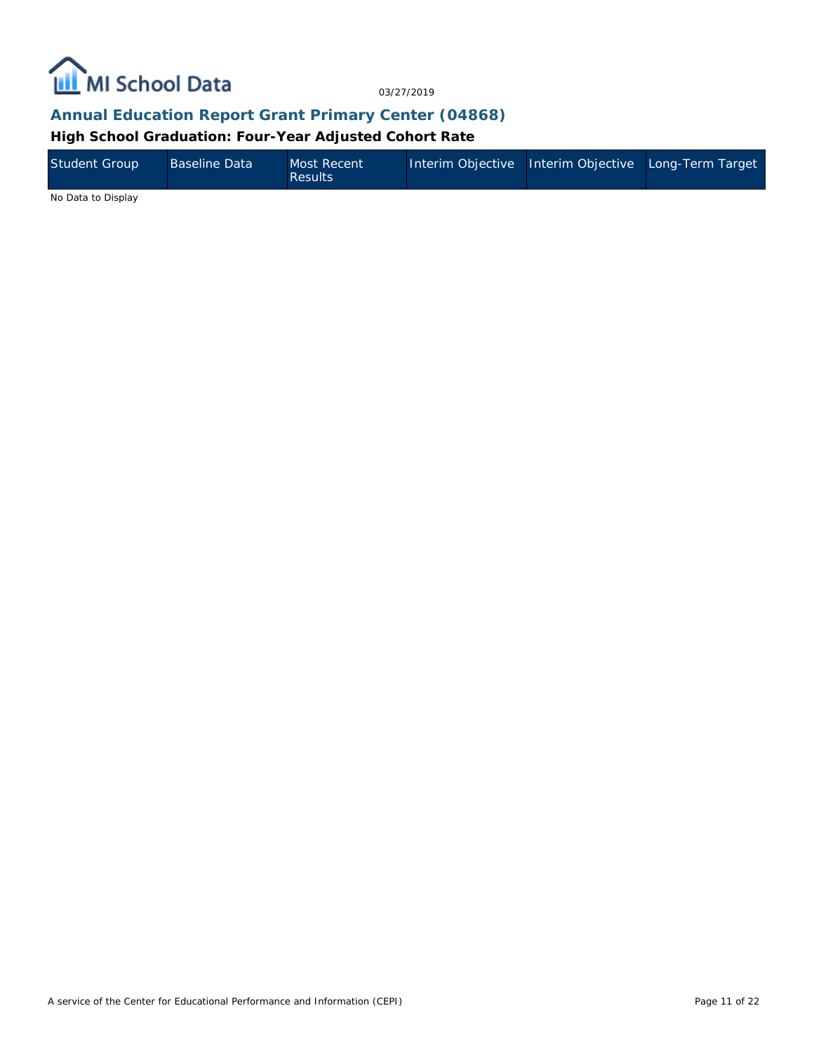## Annual Education Report Grant Primary Center (04868)

### High School Graduation: Four-Year Adjusted Cohort Rate

| Student Group | Baseline Data | Most Recent Results | Interim Objective | Interim Objective | Long-Term Target |
|---|---|---|---|---|---|

No Data to Display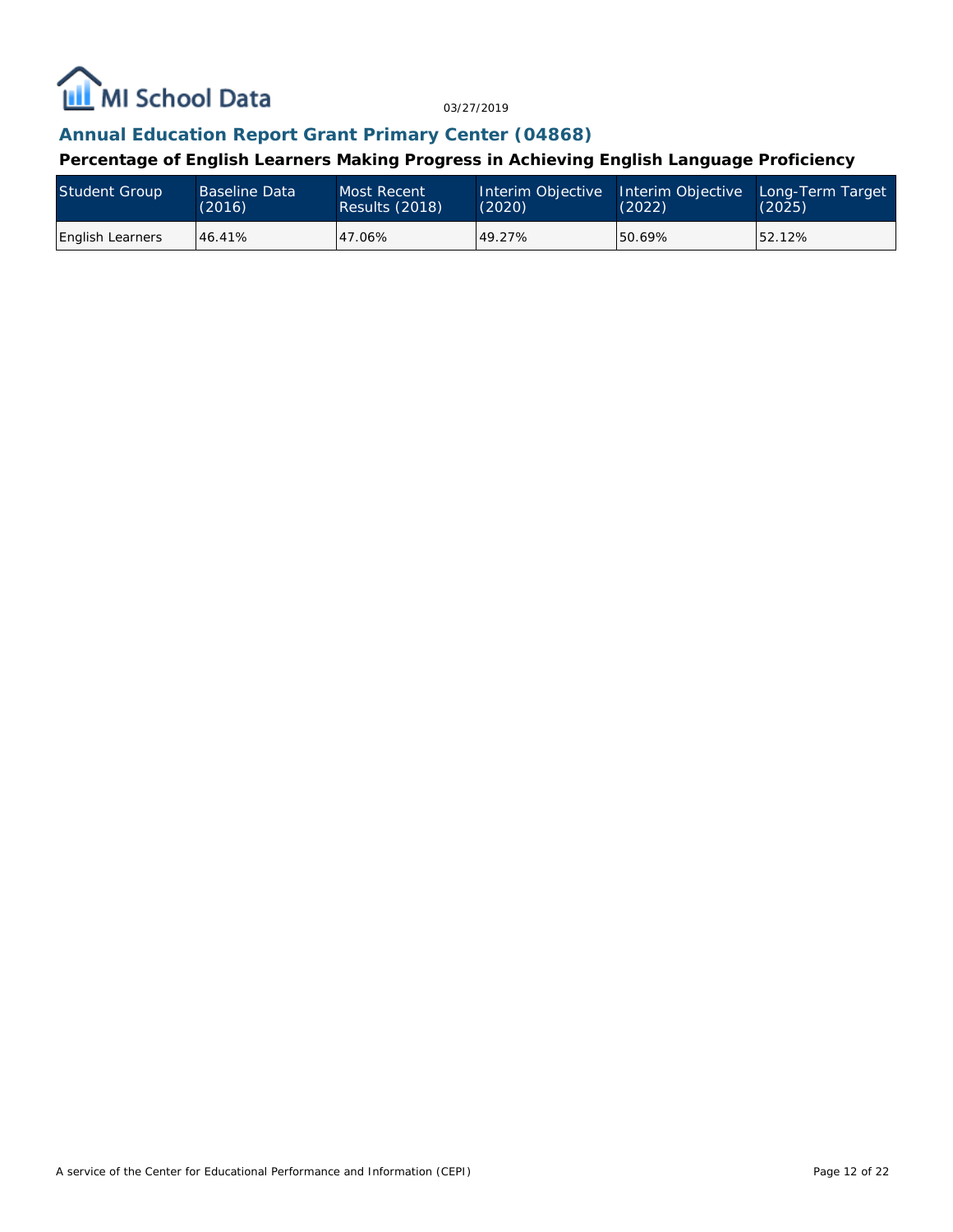## Annual Education Report Grant Primary Center (04868)

### Percentage of English Learners Making Progress in Achieving English Language Proficiency

| Student Group | Baseline Data (2016) | Most Recent Results (2018) | Interim Objective (2020) | Interim Objective (2022) | Long-Term Target (2025) |
|---|---|---|---|---|---|
| English Learners | 46.41% | 47.06% | 49.27% | 50.69% | 52.12% |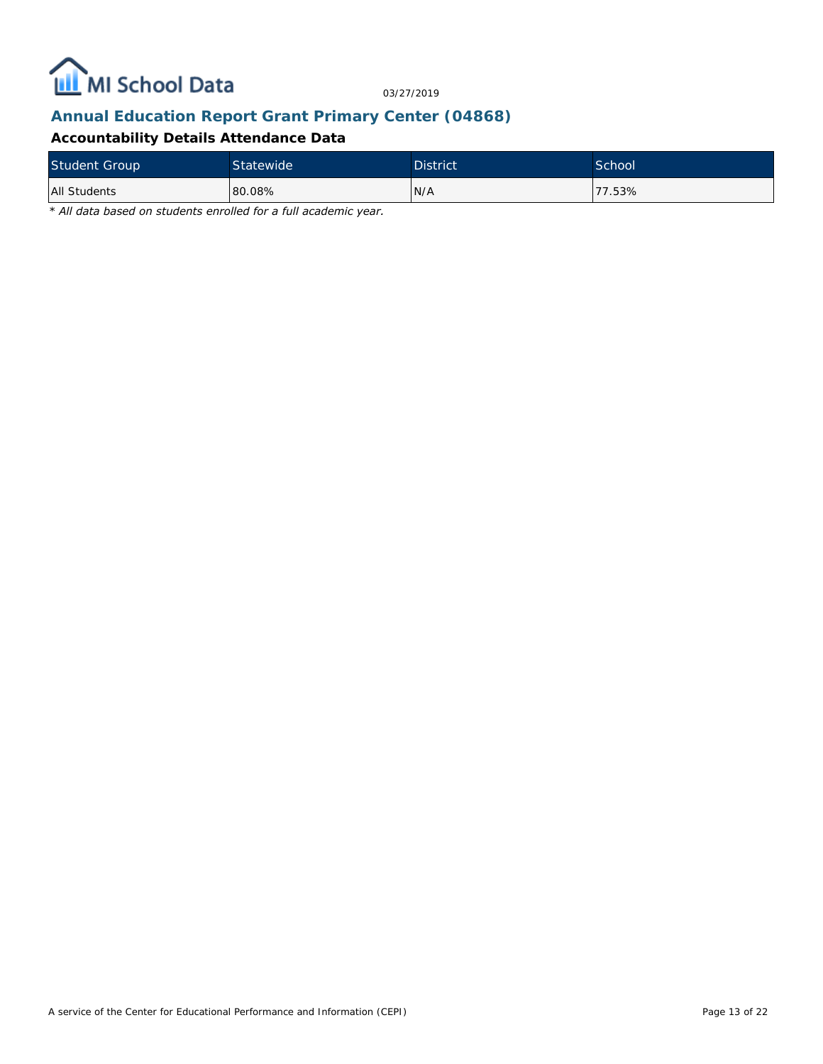## Annual Education Report Grant Primary Center (04868)

### Accountability Details Attendance Data

| Student Group | Statewide | District | School |
|---|---|---|---|
| All Students | 80.08% | N/A | 77.53% |

*\* All data based on students enrolled for a full academic year.*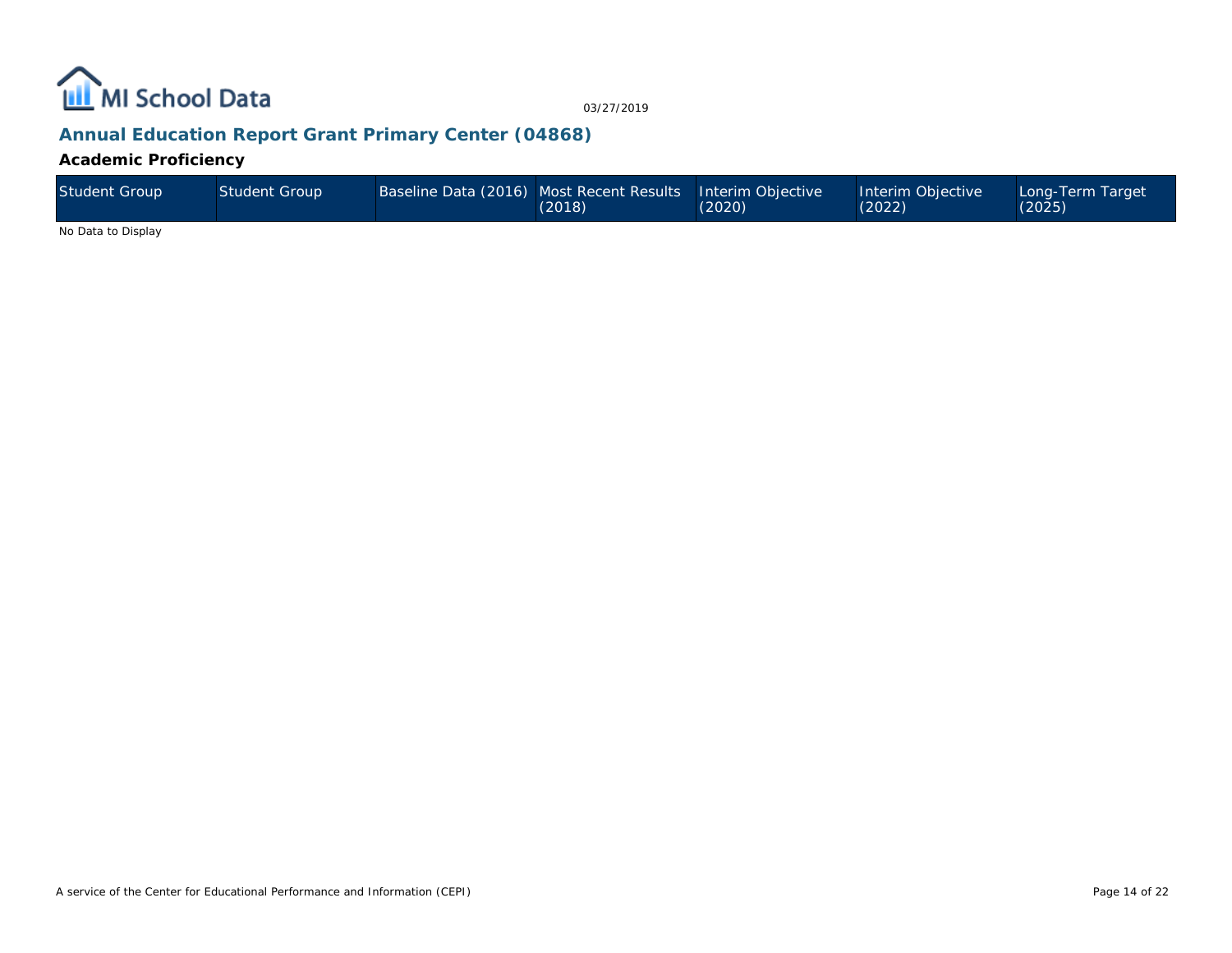## Annual Education Report Grant Primary Center (04868)

### Academic Proficiency

| Student Group | Student Group | Baseline Data (2016) | Most Recent Results (2018) | Interim Objective (2020) | Interim Objective (2022) | Long-Term Target (2025) |
|---|---|---|---|---|---|---|

No Data to Display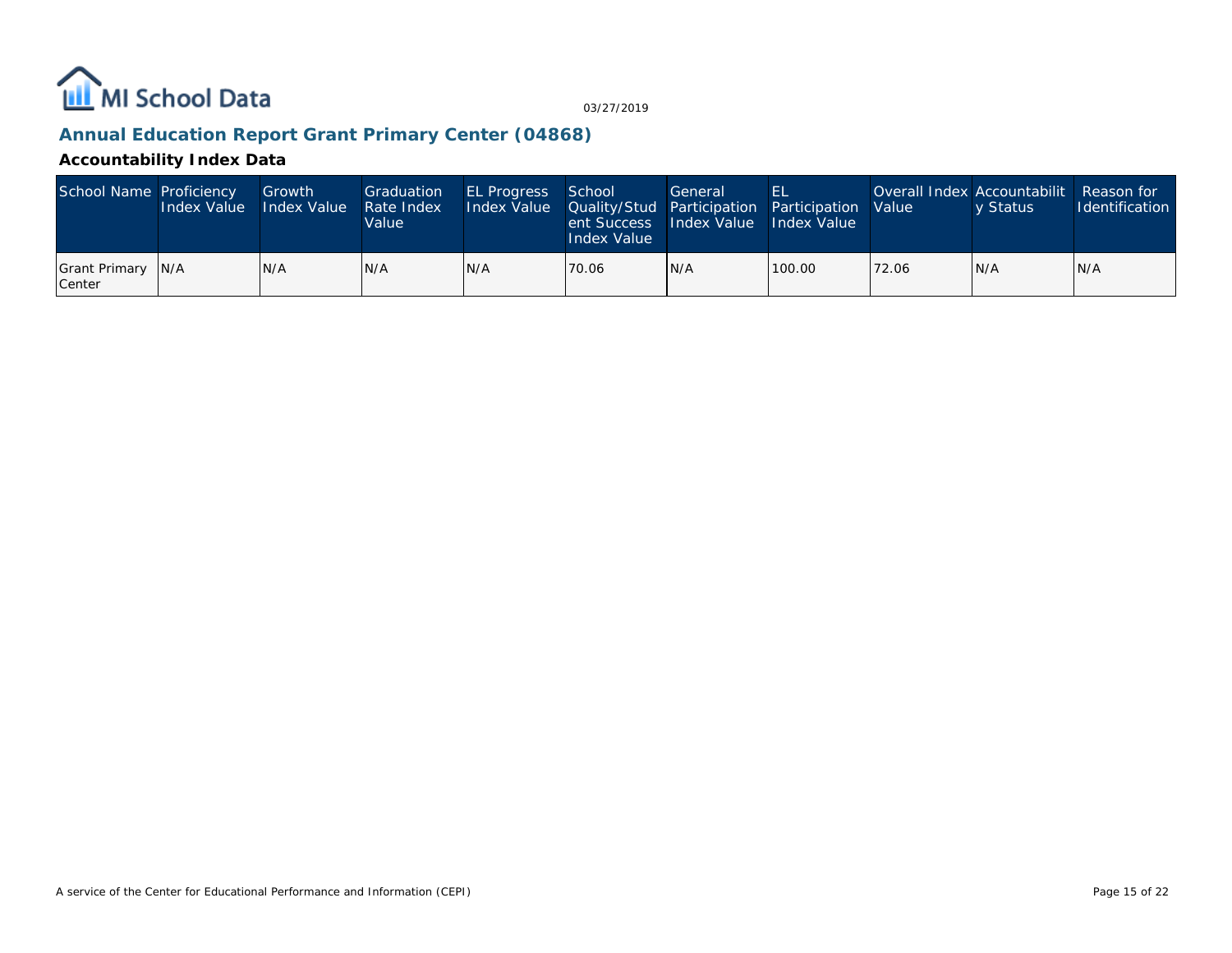## Annual Education Report Grant Primary Center (04868)

### Accountability Index Data

| School Name | Proficiency Index Value | Growth Index Value | Graduation Rate Index Value | EL Progress Index Value | School Quality/Student Success Index Value | General Participation Index Value | EL Participation Index Value | Overall Index Value | Accountability Status | Reason for Identification |
|---|---|---|---|---|---|---|---|---|---|---|
| Grant Primary Center | N/A | N/A | N/A | N/A | 70.06 | N/A | 100.00 | 72.06 | N/A | N/A |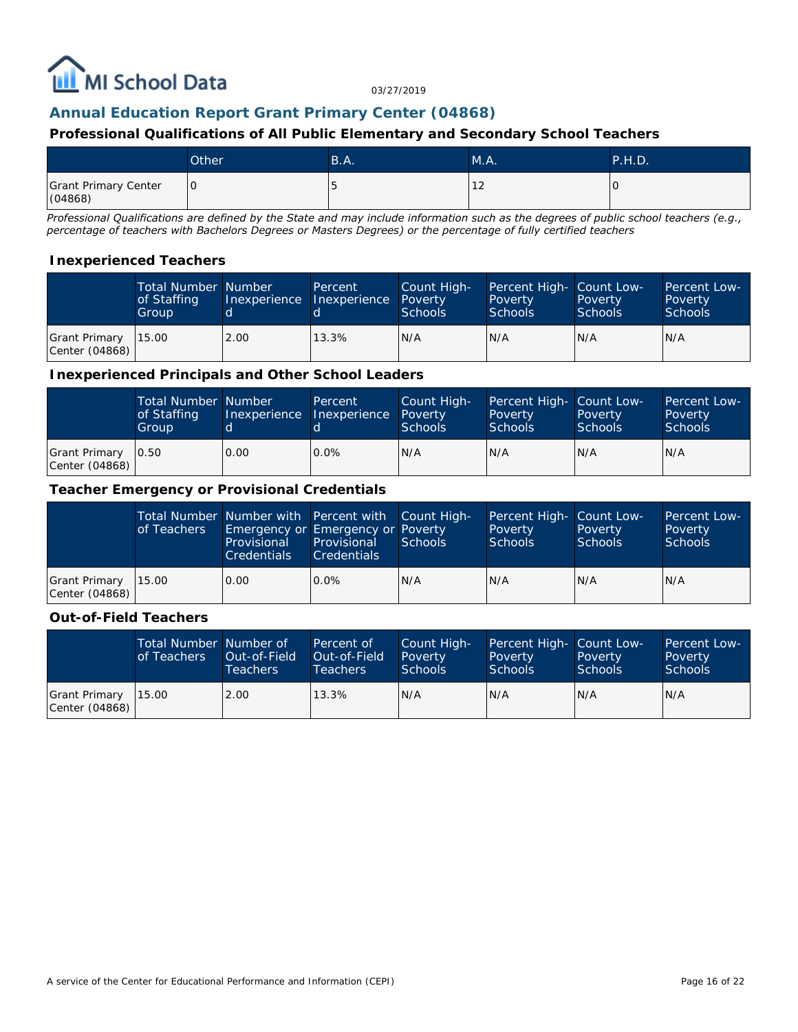## Annual Education Report Grant Primary Center (04868)

### Professional Qualifications of All Public Elementary and Secondary School Teachers

| | Other | B.A. | M.A. | P.H.D. |
|---|---|---|---|---|
| Grant Primary Center (04868) | 0 | 5 | 12 | 0 |

*Professional Qualifications are defined by the State and may include information such as the degrees of public school teachers (e.g., percentage of teachers with Bachelors Degrees or Masters Degrees) or the percentage of fully certified teachers*

### Inexperienced Teachers

| | Total Number of Staffing Group | Number Inexperienced | Percent Inexperienced | Count High-Poverty Schools | Percent High-Poverty Schools | Count Low-Poverty Schools | Percent Low-Poverty Schools |
|---|---|---|---|---|---|---|---|
| Grant Primary Center (04868) | 15.00 | 2.00 | 13.3% | N/A | N/A | N/A | N/A |

### Inexperienced Principals and Other School Leaders

| | Total Number of Staffing Group | Number Inexperienced | Percent Inexperienced | Count High-Poverty Schools | Percent High-Poverty Schools | Count Low-Poverty Schools | Percent Low-Poverty Schools |
|---|---|---|---|---|---|---|---|
| Grant Primary Center (04868) | 0.50 | 0.00 | 0.0% | N/A | N/A | N/A | N/A |

### Teacher Emergency or Provisional Credentials

| | Total Number of Teachers | Number with Emergency or Provisional Credentials | Percent with Emergency or Provisional Credentials | Count High-Poverty Schools | Percent High-Poverty Schools | Count Low-Poverty Schools | Percent Low-Poverty Schools |
|---|---|---|---|---|---|---|---|
| Grant Primary Center (04868) | 15.00 | 0.00 | 0.0% | N/A | N/A | N/A | N/A |

### Out-of-Field Teachers

| | Total Number of Teachers | Number of Out-of-Field Teachers | Percent of Out-of-Field Teachers | Count High-Poverty Schools | Percent High-Poverty Schools | Count Low-Poverty Schools | Percent Low-Poverty Schools |
|---|---|---|---|---|---|---|---|
| Grant Primary Center (04868) | 15.00 | 2.00 | 13.3% | N/A | N/A | N/A | N/A |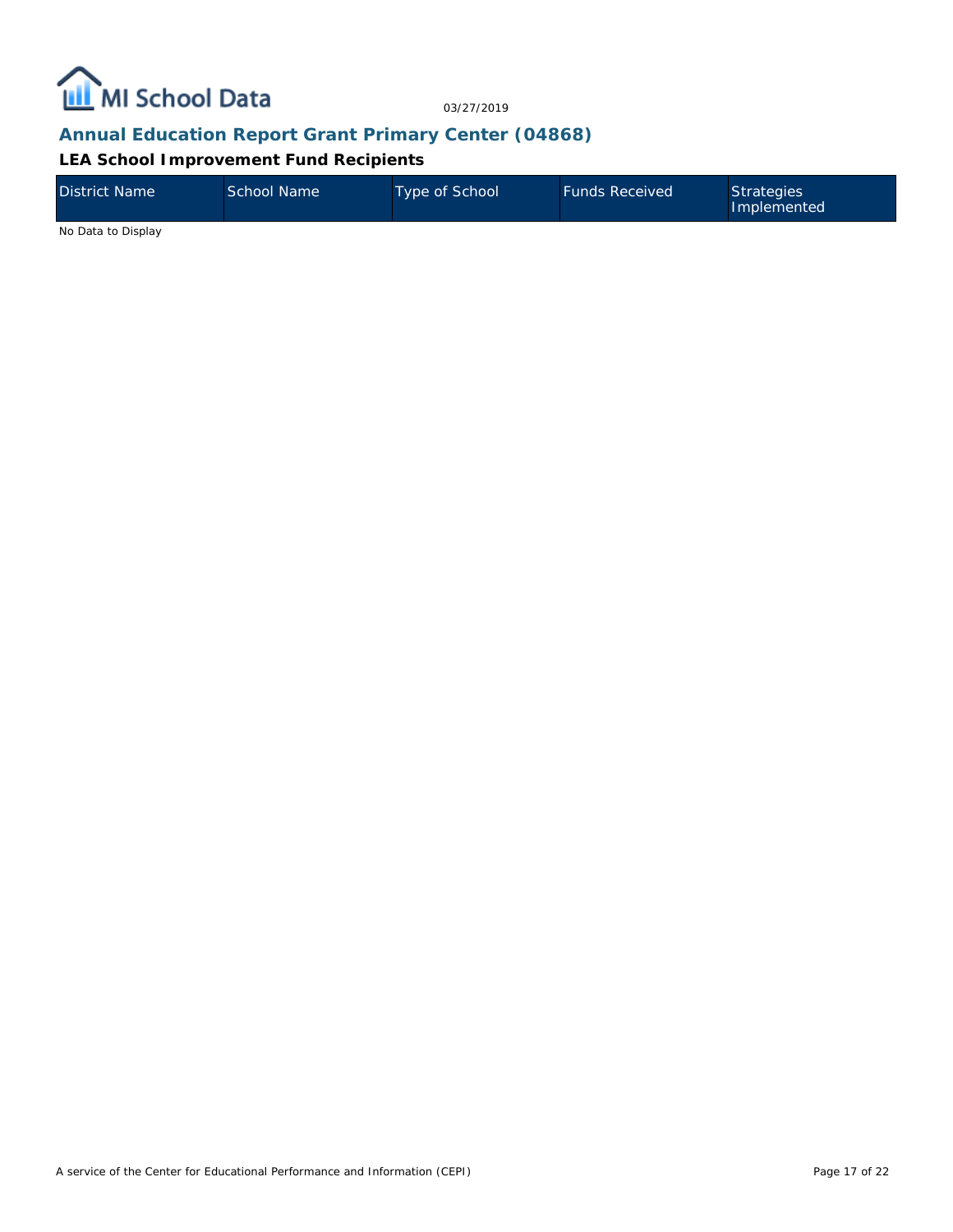## Annual Education Report Grant Primary Center (04868)

### LEA School Improvement Fund Recipients

| District Name | School Name | Type of School | Funds Received | Strategies Implemented |
|---|---|---|---|---|

No Data to Display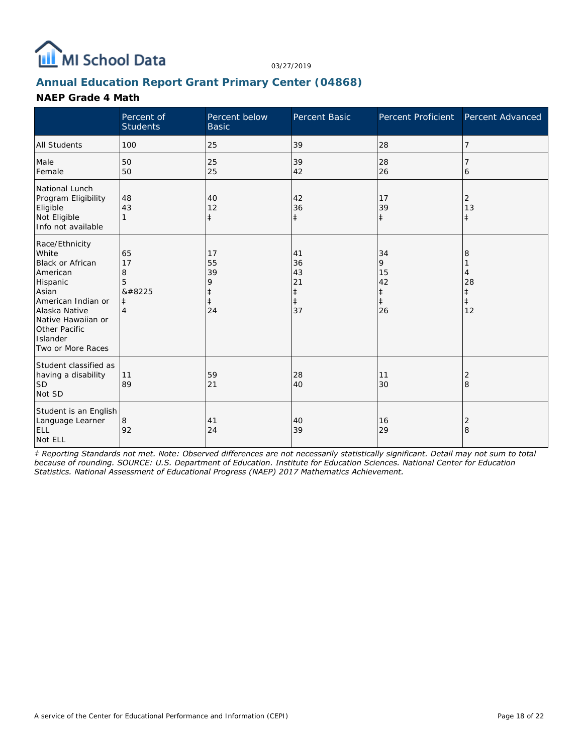MI School Data

03/27/2019

## Annual Education Report Grant Primary Center (04868)

### NAEP Grade 4 Math

| | Percent of Students | Percent below Basic | Percent Basic | Percent Proficient | Percent Advanced |
|---|---|---|---|---|---|
| All Students | 100 | 25 | 39 | 28 | 7 |
| Male | 50 | 25 | 39 | 28 | 7 |
| Female | 50 | 25 | 42 | 26 | 6 |
| National Lunch Program Eligibility | | | | | |
| Eligible | 48 | 40 | 42 | 17 | 2 |
| Not Eligible | 43 | 12 | 36 | 39 | 13 |
| Info not available | 1 | ‡ | ‡ | ‡ | ‡ |
| Race/Ethnicity | | | | | |
| White | 65 | 17 | 41 | 34 | 8 |
| Black or African American | 17 | 55 | 36 | 9 | 1 |
| Hispanic | 8 | 39 | 43 | 15 | 4 |
| Asian | 5 | 9 | 21 | 42 | 28 |
| American Indian or Alaska Native | &#8225 | ‡ | ‡ | ‡ | ‡ |
| Native Hawaiian or Other Pacific Islander | ‡ | ‡ | ‡ | ‡ | ‡ |
| Two or More Races | 4 | 24 | 37 | 26 | 12 |
| Student classified as having a disability | | | | | |
| SD | 11 | 59 | 28 | 11 | 2 |
| Not SD | 89 | 21 | 40 | 30 | 8 |
| Student is an English Language Learner | | | | | |
| ELL | 8 | 41 | 40 | 16 | 2 |
| Not ELL | 92 | 24 | 39 | 29 | 8 |

*‡ Reporting Standards not met. Note: Observed differences are not necessarily statistically significant. Detail may not sum to total because of rounding. SOURCE: U.S. Department of Education. Institute for Education Sciences. National Center for Education Statistics. National Assessment of Educational Progress (NAEP) 2017 Mathematics Achievement.*

A service of the Center for Educational Performance and Information (CEPI)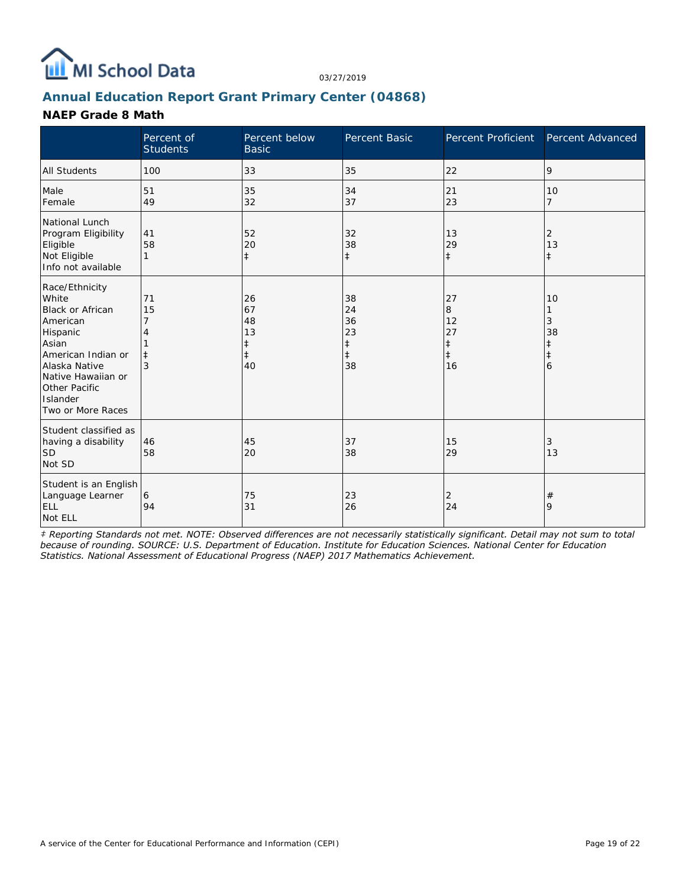## Annual Education Report Grant Primary Center (04868)

### NAEP Grade 8 Math

|  | Percent of Students | Percent below Basic | Percent Basic | Percent Proficient | Percent Advanced |
|---|---|---|---|---|---|
| All Students | 100 | 33 | 35 | 22 | 9 |
| Male | 51 | 35 | 34 | 21 | 10 |
| Female | 49 | 32 | 37 | 23 | 7 |
| National Lunch Program Eligibility |  |  |  |  |  |
| Eligible | 41 | 52 | 32 | 13 | 2 |
| Not Eligible | 58 | 20 | 38 | 29 | 13 |
| Info not available | 1 | ‡ | ‡ | ‡ | ‡ |
| Race/Ethnicity |  |  |  |  |  |
| White | 71 | 26 | 38 | 27 | 10 |
| Black or African American | 15 | 67 | 24 | 8 | 1 |
| Hispanic | 7 | 48 | 36 | 12 | 3 |
| Asian | 4 | 13 | 23 | 27 | 38 |
| American Indian or Alaska Native | 1 | ‡ | ‡ | ‡ | ‡ |
| Native Hawaiian or Other Pacific Islander | ‡ | ‡ | ‡ | ‡ | ‡ |
| Two or More Races | 3 | 40 | 38 | 16 | 6 |
| Student classified as having a disability |  |  |  |  |  |
| SD | 46 | 45 | 37 | 15 | 3 |
| Not SD | 58 | 20 | 38 | 29 | 13 |
| Student is an English Language Learner |  |  |  |  |  |
| ELL | 6 | 75 | 23 | 2 | # |
| Not ELL | 94 | 31 | 26 | 24 | 9 |

*‡ Reporting Standards not met. NOTE: Observed differences are not necessarily statistically significant. Detail may not sum to total because of rounding. SOURCE: U.S. Department of Education. Institute for Education Sciences. National Center for Education Statistics. National Assessment of Educational Progress (NAEP) 2017 Mathematics Achievement.*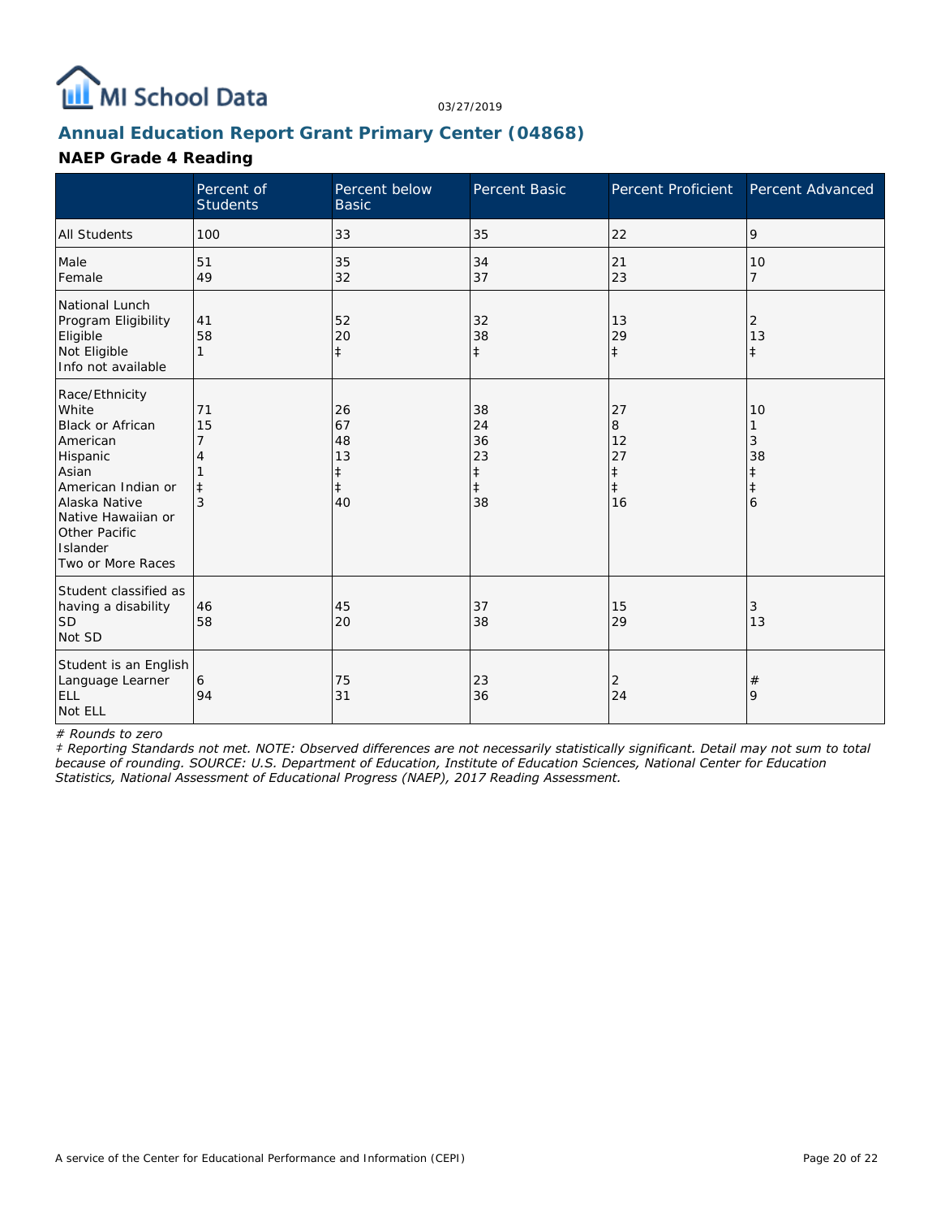MI School Data

03/27/2019

## Annual Education Report Grant Primary Center (04868)

### NAEP Grade 4 Reading

| | Percent of Students | Percent below Basic | Percent Basic | Percent Proficient | Percent Advanced |
|---|---|---|---|---|---|
| All Students | 100 | 33 | 35 | 22 | 9 |
| Male | 51 | 35 | 34 | 21 | 10 |
| Female | 49 | 32 | 37 | 23 | 7 |
| National Lunch Program Eligibility | | | | | |
| Eligible | 41 | 52 | 32 | 13 | 2 |
| Not Eligible | 58 | 20 | 38 | 29 | 13 |
| Info not available | 1 | ‡ | ‡ | ‡ | ‡ |
| Race/Ethnicity | | | | | |
| White | 71 | 26 | 38 | 27 | 10 |
| Black or African American | 15 | 67 | 24 | 8 | 1 |
| Hispanic | 7 | 48 | 36 | 12 | 3 |
| Asian | 4 | 13 | 23 | 27 | 38 |
| American Indian or Alaska Native | 1 | ‡ | ‡ | ‡ | ‡ |
| Native Hawaiian or Other Pacific Islander | ‡ | ‡ | ‡ | ‡ | ‡ |
| Two or More Races | 3 | 40 | 38 | 16 | 6 |
| Student classified as having a disability | | | | | |
| SD | 46 | 45 | 37 | 15 | 3 |
| Not SD | 58 | 20 | 38 | 29 | 13 |
| Student is an English Language Learner | | | | | |
| ELL | 6 | 75 | 23 | 2 | # |
| Not ELL | 94 | 31 | 36 | 24 | 9 |

*# Rounds to zero*

*‡ Reporting Standards not met. NOTE: Observed differences are not necessarily statistically significant. Detail may not sum to total because of rounding. SOURCE: U.S. Department of Education, Institute of Education Sciences, National Center for Education Statistics, National Assessment of Educational Progress (NAEP), 2017 Reading Assessment.*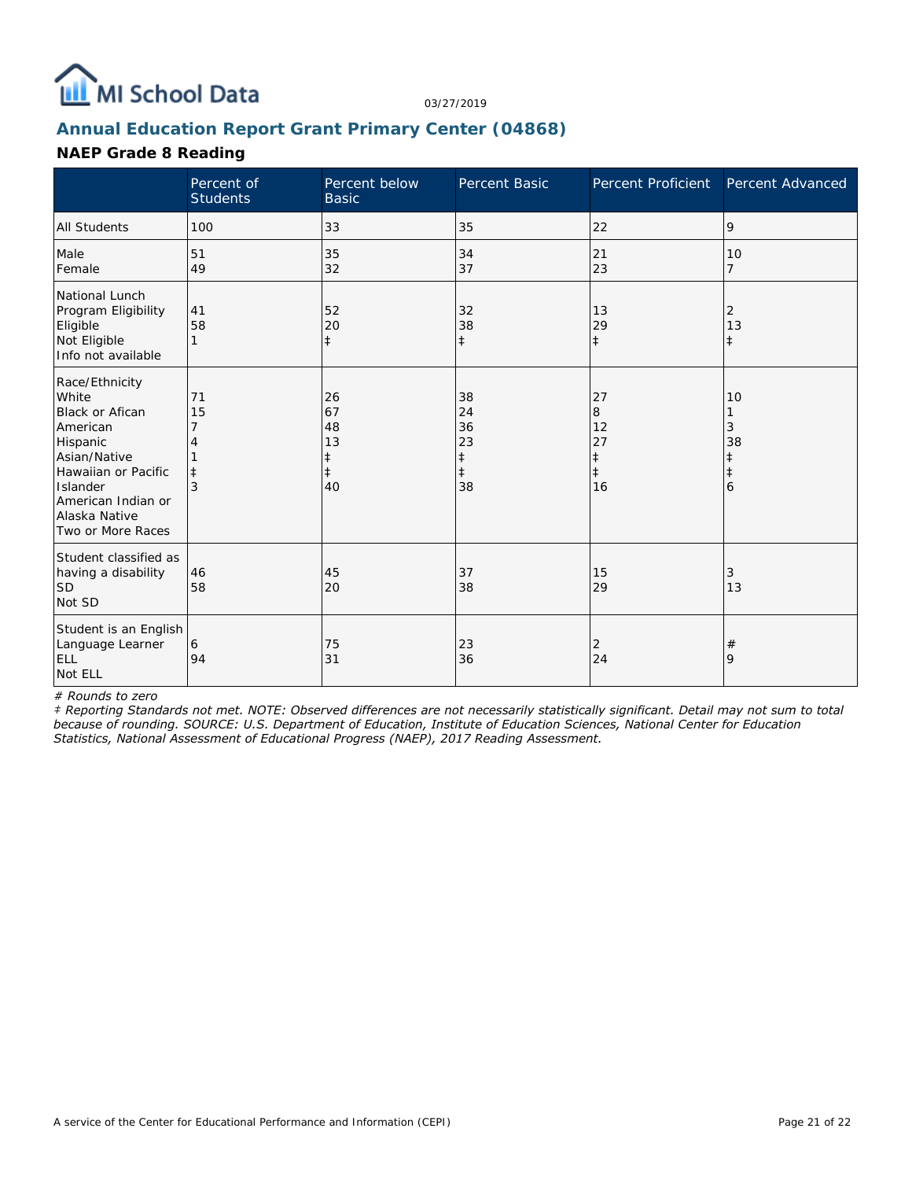# MI School Data

03/27/2019

## Annual Education Report Grant Primary Center (04868)

### NAEP Grade 8 Reading

| | Percent of Students | Percent below Basic | Percent Basic | Percent Proficient | Percent Advanced |
|---|---|---|---|---|---|
| All Students | 100 | 33 | 35 | 22 | 9 |
| Male | 51 | 35 | 34 | 21 | 10 |
| Female | 49 | 32 | 37 | 23 | 7 |
| National Lunch Program Eligibility | | | | | |
| Eligible | 41 | 52 | 32 | 13 | 2 |
| Not Eligible | 58 | 20 | 38 | 29 | 13 |
| Info not available | 1 | ‡ | ‡ | ‡ | ‡ |
| Race/Ethnicity | | | | | |
| White | 71 | 26 | 38 | 27 | 10 |
| Black or Afican American | 15 | 67 | 24 | 8 | 1 |
| Hispanic | 7 | 48 | 36 | 12 | 3 |
| Asian/Native Hawaiian or Pacific Islander | 4 | 13 | 23 | 27 | 38 |
| American Indian or Alaska Native | 1 | ‡ | ‡ | ‡ | ‡ |
| Two or More Races | ‡ | ‡ | ‡ | ‡ | ‡ |
| | 3 | 40 | 38 | 16 | 6 |
| Student classified as having a disability | | | | | |
| SD | 46 | 45 | 37 | 15 | 3 |
| Not SD | 58 | 20 | 38 | 29 | 13 |
| Student is an English Language Learner | | | | | |
| ELL | 6 | 75 | 23 | 2 | # |
| Not ELL | 94 | 31 | 36 | 24 | 9 |

*# Rounds to zero*

*‡ Reporting Standards not met. NOTE: Observed differences are not necessarily statistically significant. Detail may not sum to total because of rounding. SOURCE: U.S. Department of Education, Institute of Education Sciences, National Center for Education Statistics, National Assessment of Educational Progress (NAEP), 2017 Reading Assessment.*

A service of the Center for Educational Performance and Information (CEPI)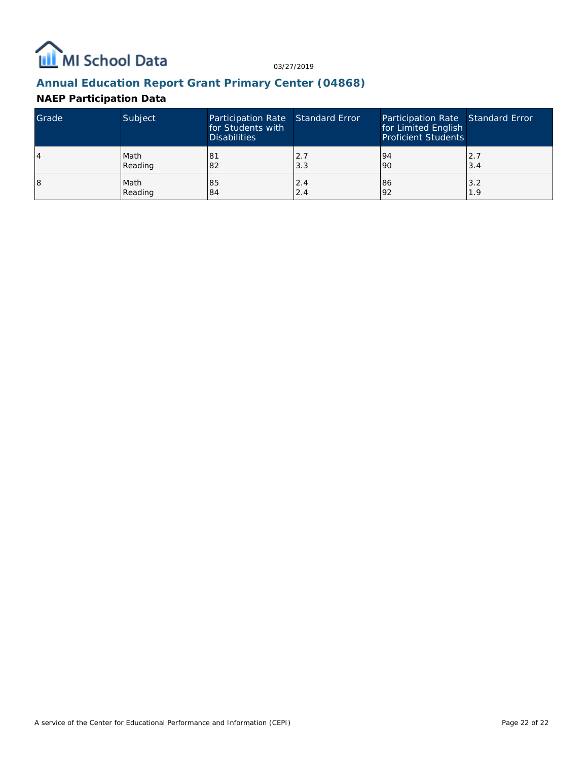MI School Data

03/27/2019

## Annual Education Report Grant Primary Center (04868)

### NAEP Participation Data

| Grade | Subject | Participation Rate for Students with Disabilities | Standard Error | Participation Rate for Limited English Proficient Students | Standard Error |
| --- | --- | --- | --- | --- | --- |
| 4 | Math<br>Reading | 81<br>82 | 2.7<br>3.3 | 94<br>90 | 2.7<br>3.4 |
| 8 | Math<br>Reading | 85<br>84 | 2.4<br>2.4 | 86<br>92 | 3.2<br>1.9 |

A service of the Center for Educational Performance and Information (CEPI)